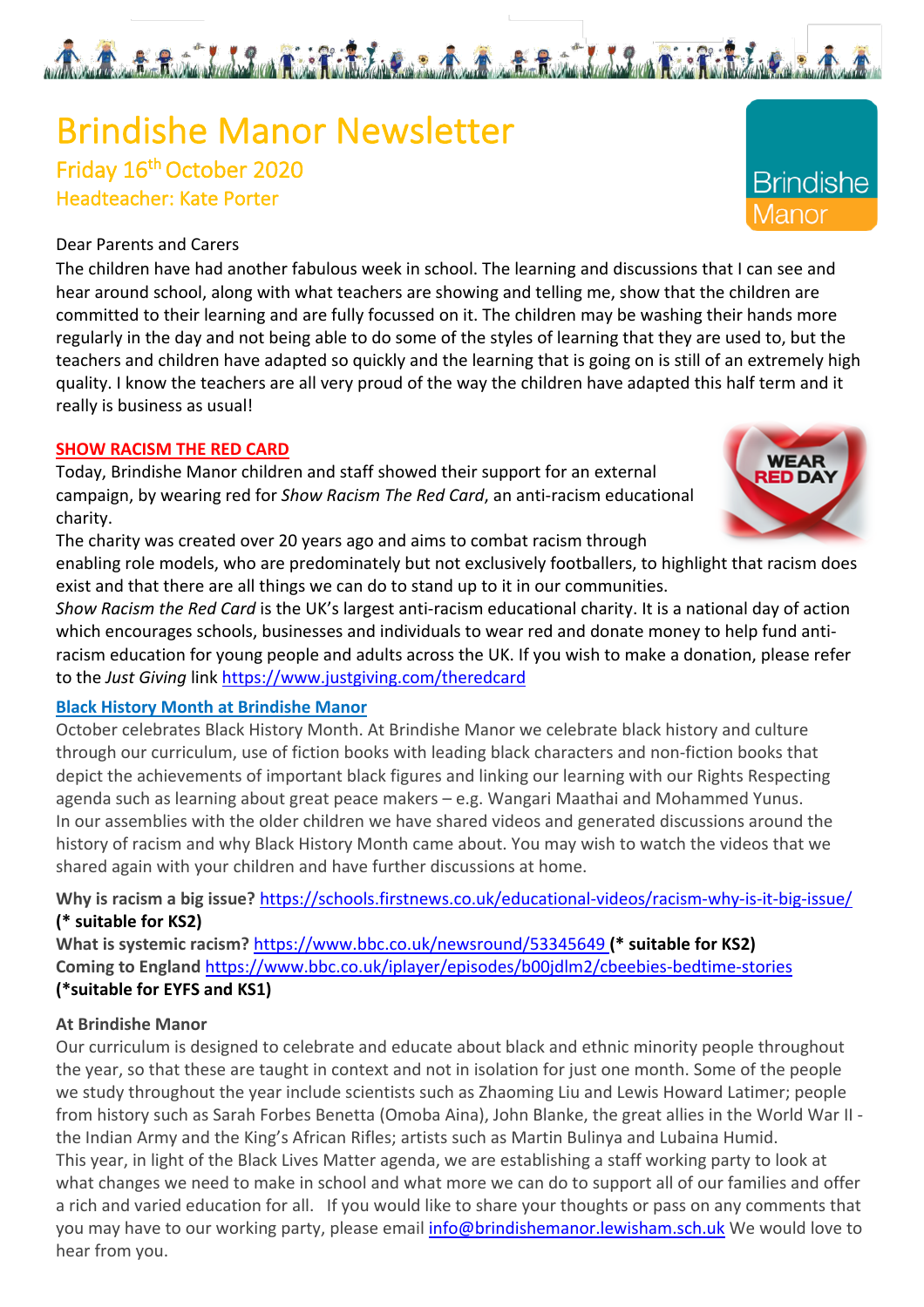# Brindishe Manor Newsletter

## Friday 16th October 2020

### Headteacher: Kate Porter

Dear Parents and Carers

The children have had another fabulous week in school. The learning and discussions that I can see and hear around school, along with what teachers are showing and telling me, show that the children are committed to their learning and are fully focussed on it. The children may be washing their hands more regularly in the day and not being able to do some of the styles of learning that they are used to, but the teachers and children have adapted so quickly and the learning that is going on is still of an extremely high quality. I know the teachers are all very proud of the way the children have adapted this half term and it really is business as usual!

### SHOW RACISM THE RED CARD

Today, Brindishe Manor children and staff showed their support for an external campaign, by wearing red for *Show Racism The Red Card*, an anti-racism educational charity.

The charity was created over 20 years ago and aims to combat racism through enabling role models, who are predominately but not exclusively footballers, to highlight that racism does exist and that there are all things we can do to stand up to it in our communities.

*Show Racism the Red Card* is the UK's largest anti-racism educational charity. It is a national day of action which encourages schools, businesses and individuals to wear red and donate money to help fund anti-racism education for young people and adults across the UK. If you wish to make a donation, please refer to the *Just Giving* link https://www.justgiving.com/theredcard

### Black History Month at Brindishe Manor

October celebrates Black History Month. At Brindishe Manor we celebrate black history and culture through our curriculum, use of fiction books with leading black characters and non-fiction books that depict the achievements of important black figures and linking our learning with our Rights Respecting agenda such as learning about great peace makers – e.g. Wangari Maathai and Mohammed Yunus. In our assemblies with the older children we have shared videos and generated discussions around the history of racism and why Black History Month came about. You may wish to watch the videos that we shared again with your children and have further discussions at home.

**Why is racism a big issue?** https://schools.firstnews.co.uk/educational-videos/racism-why-is-it-big-issue/ **(* suitable for KS2)**
**What is systemic racism?** https://www.bbc.co.uk/newsround/53345649 **(* suitable for KS2)**
**Coming to England** https://www.bbc.co.uk/iplayer/episodes/b00jdlm2/cbeebies-bedtime-stories **(*suitable for EYFS and KS1)**

**At Brindishe Manor**

Our curriculum is designed to celebrate and educate about black and ethnic minority people throughout the year, so that these are taught in context and not in isolation for just one month. Some of the people we study throughout the year include scientists such as Zhaoming Liu and Lewis Howard Latimer; people from history such as Sarah Forbes Benetta (Omoba Aina), John Blanke, the great allies in the World War II - the Indian Army and the King's African Rifles; artists such as Martin Bulinya and Lubaina Humid.

This year, in light of the Black Lives Matter agenda, we are establishing a staff working party to look at what changes we need to make in school and what more we can do to support all of our families and offer a rich and varied education for all. If you would like to share your thoughts or pass on any comments that you may have to our working party, please email info@brindishemanor.lewisham.sch.uk We would love to hear from you.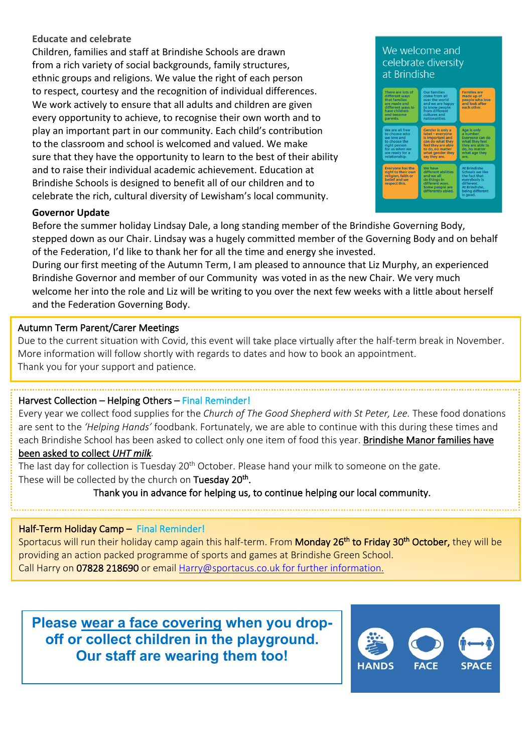### Educate and celebrate

Children, families and staff at Brindishe Schools are drawn from a rich variety of social backgrounds, family structures, ethnic groups and religions. We value the right of each person to respect, courtesy and the recognition of individual differences. We work actively to ensure that all adults and children are given every opportunity to achieve, to recognise their own worth and to play an important part in our community. Each child's contribution to the classroom and school is welcomed and valued. We make sure that they have the opportunity to learn to the best of their ability and to raise their individual academic achievement. Education at Brindishe Schools is designed to benefit all of our children and to celebrate the rich, cultural diversity of Lewisham's local community.

We welcome and celebrate diversity at Brindishe

- There are lots of different ways that families are made and different ways to have children and become parents.
- Our families come from all over the world and we are happy to know people from different cultures and nationalities.
- Families are made up of people who love and look after each other.
- We are all free to choose who we love and to choose the right person for us when we are ready for a relationship.
- Gender is only a label – everyone is important and can do what they feel they are able to do, no matter what gender they say they are.
- Age is only a number. Everyone can do what they feel they are able to do, no matter what age they are.
- Everyone has the right to their own religion, faith or belief and we respect this.
- We have different abilities and we all do things in different ways. Some people are differently abled.
- At Brindishe Schools we like the fact that everybody is different. At Brindishe, being different is good.

### Governor Update

Before the summer holiday Lindsay Dale, a long standing member of the Brindishe Governing Body, stepped down as our Chair. Lindsay was a hugely committed member of the Governing Body and on behalf of the Federation, I'd like to thank her for all the time and energy she invested.

During our first meeting of the Autumn Term, I am pleased to announce that Liz Murphy, an experienced Brindishe Governor and member of our Community was voted in as the new Chair. We very much welcome her into the role and Liz will be writing to you over the next few weeks with a little about herself and the Federation Governing Body.

### Autumn Term Parent/Carer Meetings

Due to the current situation with Covid, this event will take place virtually after the half-term break in November. More information will follow shortly with regards to dates and how to book an appointment.

Thank you for your support and patience.

### Harvest Collection – Helping Others – Final Reminder!

Every year we collect food supplies for the *Church of The Good Shepherd with St Peter, Lee.* These food donations are sent to the *'Helping Hands'* foodbank. Fortunately, we are able to continue with this during these times and each Brindishe School has been asked to collect only one item of food this year. Brindishe Manor families have been asked to collect *UHT milk*.

The last day for collection is Tuesday 20th October. Please hand your milk to someone on the gate.

These will be collected by the church on **Tuesday 20th**.

Thank you in advance for helping us, to continue helping our local community.

### Half-Term Holiday Camp – Final Reminder!

Sportacus will run their holiday camp again this half-term. From **Monday 26th to Friday 30th October,** they will be providing an action packed programme of sports and games at Brindishe Green School.

Call Harry on **07828 218690** or email Harry@sportacus.co.uk for further information.

**Please wear a face covering when you drop-off or collect children in the playground. Our staff are wearing them too!**

HANDS FACE SPACE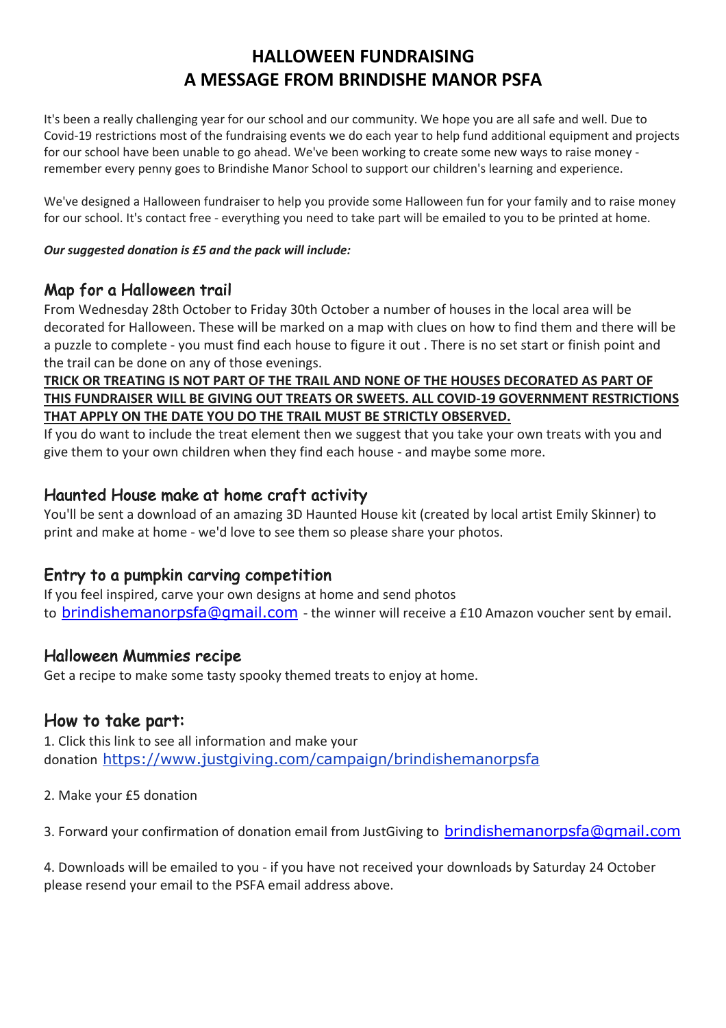# HALLOWEEN FUNDRAISING
# A MESSAGE FROM BRINDISHE MANOR PSFA

It's been a really challenging year for our school and our community. We hope you are all safe and well. Due to Covid-19 restrictions most of the fundraising events we do each year to help fund additional equipment and projects for our school have been unable to go ahead. We've been working to create some new ways to raise money - remember every penny goes to Brindishe Manor School to support our children's learning and experience.

We've designed a Halloween fundraiser to help you provide some Halloween fun for your family and to raise money for our school. It's contact free - everything you need to take part will be emailed to you to be printed at home.

***Our suggested donation is £5 and the pack will include:***

## Map for a Halloween trail

From Wednesday 28th October to Friday 30th October a number of houses in the local area will be decorated for Halloween. These will be marked on a map with clues on how to find them and there will be a puzzle to complete - you must find each house to figure it out . There is no set start or finish point and the trail can be done on any of those evenings.

<u>**TRICK OR TREATING IS NOT PART OF THE TRAIL AND NONE OF THE HOUSES DECORATED AS PART OF THIS FUNDRAISER WILL BE GIVING OUT TREATS OR SWEETS. ALL COVID-19 GOVERNMENT RESTRICTIONS THAT APPLY ON THE DATE YOU DO THE TRAIL MUST BE STRICTLY OBSERVED.**</u>

If you do want to include the treat element then we suggest that you take your own treats with you and give them to your own children when they find each house - and maybe some more.

## Haunted House make at home craft activity

You'll be sent a download of an amazing 3D Haunted House kit (created by local artist Emily Skinner) to print and make at home - we'd love to see them so please share your photos.

## Entry to a pumpkin carving competition

If you feel inspired, carve your own designs at home and send photos to brindishemanorpsfa@gmail.com - the winner will receive a £10 Amazon voucher sent by email.

## Halloween Mummies recipe

Get a recipe to make some tasty spooky themed treats to enjoy at home.

## How to take part:

1. Click this link to see all information and make your donation https://www.justgiving.com/campaign/brindishemanorpsfa

2. Make your £5 donation

3. Forward your confirmation of donation email from JustGiving to brindishemanorpsfa@gmail.com

4. Downloads will be emailed to you - if you have not received your downloads by Saturday 24 October please resend your email to the PSFA email address above.